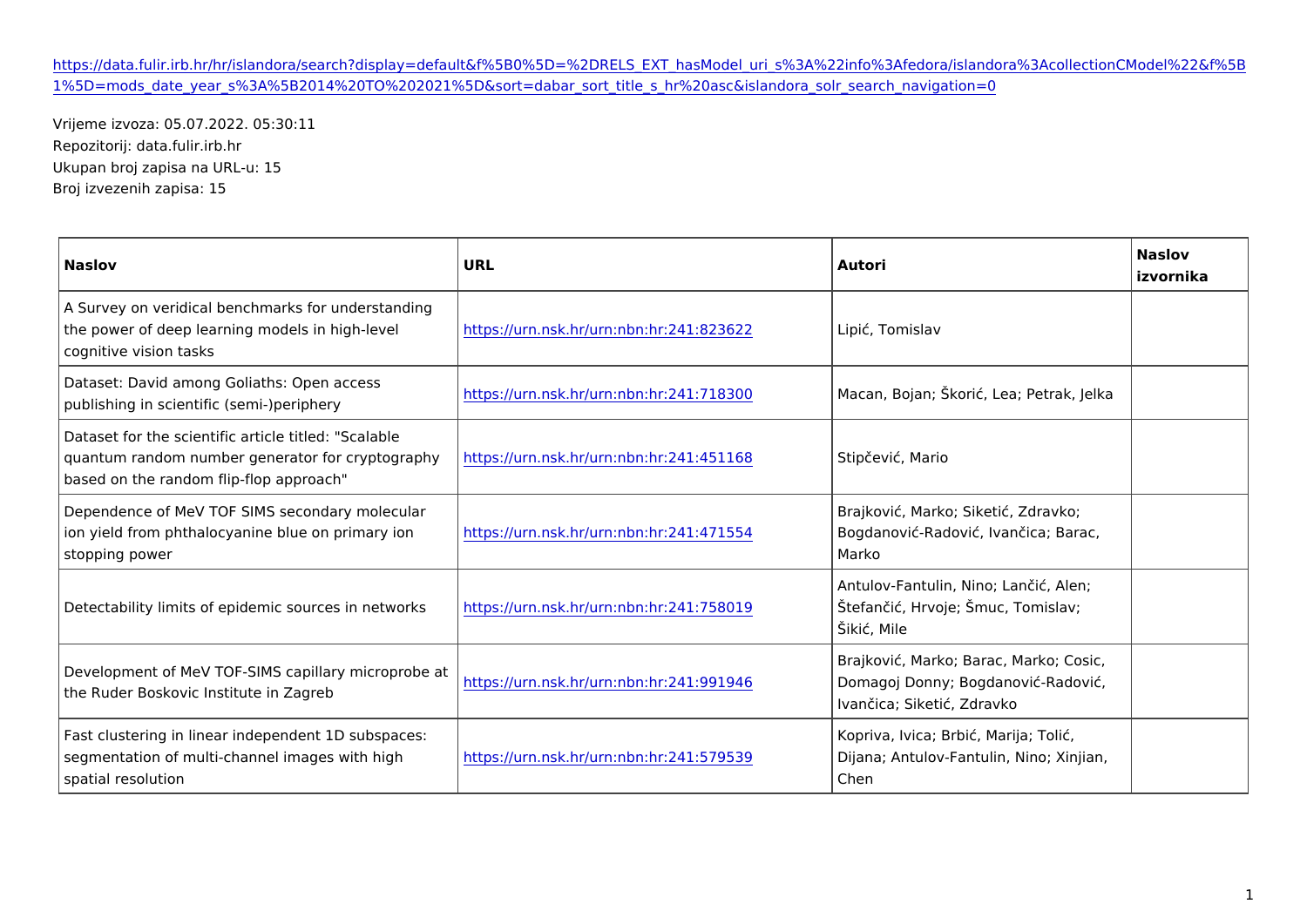https://data.fulir.irb.hr/hr/islandora/search?display=default&f%5B0%5D=%2DRELS_EXT_hasModel_uri_s%3A%22info%3Afedora/islandora%3AcollectionCModel%22&f%5B1%5D=mods_date_year_s%3A%5B2014%20TO%202021%5D&sort=dabar_sort_title_s_hr%20asc&islandora_solr_search_navigation=0

Vrijeme izvoza: 05.07.2022. 05:30:11
Repozitorij: data.fulir.irb.hr
Ukupan broj zapisa na URL-u: 15
Broj izvezenih zapisa: 15

| **Naslov** | **URL** | **Autori** | **Naslov izvornika** |
| --- | --- | --- | --- |
| A Survey on veridical benchmarks for understanding the power of deep learning models in high-level cognitive vision tasks | https://urn.nsk.hr/urn:nbn:hr:241:823622 | Lipić, Tomislav | |
| Dataset: David among Goliaths: Open access publishing in scientific (semi-)periphery | https://urn.nsk.hr/urn:nbn:hr:241:718300 | Macan, Bojan; Škorić, Lea; Petrak, Jelka | |
| Dataset for the scientific article titled: "Scalable quantum random number generator for cryptography based on the random flip-flop approach" | https://urn.nsk.hr/urn:nbn:hr:241:451168 | Stipčević, Mario | |
| Dependence of MeV TOF SIMS secondary molecular ion yield from phthalocyanine blue on primary ion stopping power | https://urn.nsk.hr/urn:nbn:hr:241:471554 | Brajković, Marko; Siketić, Zdravko; Bogdanović-Radović, Ivančica; Barac, Marko | |
| Detectability limits of epidemic sources in networks | https://urn.nsk.hr/urn:nbn:hr:241:758019 | Antulov-Fantulin, Nino; Lančić, Alen; Štefančić, Hrvoje; Šmuc, Tomislav; Šikić, Mile | |
| Development of MeV TOF-SIMS capillary microprobe at the Ruder Boskovic Institute in Zagreb | https://urn.nsk.hr/urn:nbn:hr:241:991946 | Brajković, Marko; Barac, Marko; Cosic, Domagoj Donny; Bogdanović-Radović, Ivančica; Siketić, Zdravko | |
| Fast clustering in linear independent 1D subspaces: segmentation of multi-channel images with high spatial resolution | https://urn.nsk.hr/urn:nbn:hr:241:579539 | Kopriva, Ivica; Brbić, Marija; Tolić, Dijana; Antulov-Fantulin, Nino; Xinjian, Chen | |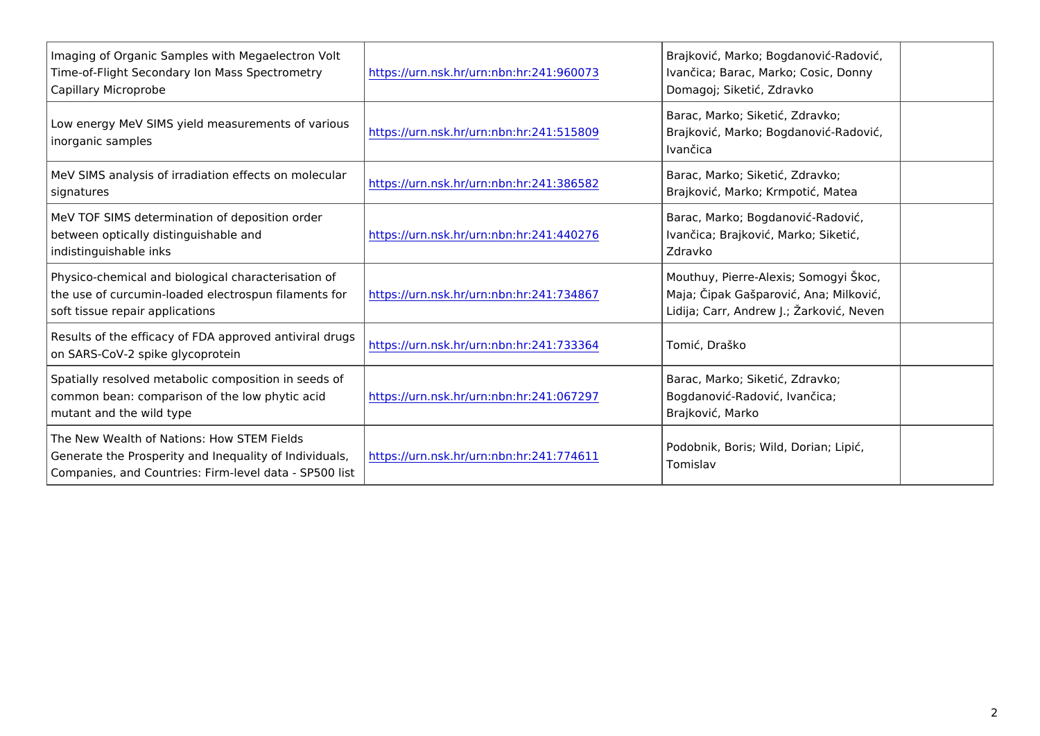| | | | |
|---|---|---|---|
| Imaging of Organic Samples with Megaelectron Volt Time-of-Flight Secondary Ion Mass Spectrometry Capillary Microprobe | https://urn.nsk.hr/urn:nbn:hr:241:960073 | Brajković, Marko; Bogdanović-Radović, Ivančica; Barac, Marko; Cosic, Donny Domagoj; Siketić, Zdravko | |
| Low energy MeV SIMS yield measurements of various inorganic samples | https://urn.nsk.hr/urn:nbn:hr:241:515809 | Barac, Marko; Siketić, Zdravko; Brajković, Marko; Bogdanović-Radović, Ivančica | |
| MeV SIMS analysis of irradiation effects on molecular signatures | https://urn.nsk.hr/urn:nbn:hr:241:386582 | Barac, Marko; Siketić, Zdravko; Brajković, Marko; Krmpotić, Matea | |
| MeV TOF SIMS determination of deposition order between optically distinguishable and indistinguishable inks | https://urn.nsk.hr/urn:nbn:hr:241:440276 | Barac, Marko; Bogdanović-Radović, Ivančica; Brajković, Marko; Siketić, Zdravko | |
| Physico-chemical and biological characterisation of the use of curcumin-loaded electrospun filaments for soft tissue repair applications | https://urn.nsk.hr/urn:nbn:hr:241:734867 | Mouthuy, Pierre-Alexis; Somogyi Škoc, Maja; Čipak Gašparović, Ana; Milković, Lidija; Carr, Andrew J.; Žarković, Neven | |
| Results of the efficacy of FDA approved antiviral drugs on SARS-CoV-2 spike glycoprotein | https://urn.nsk.hr/urn:nbn:hr:241:733364 | Tomić, Draško | |
| Spatially resolved metabolic composition in seeds of common bean: comparison of the low phytic acid mutant and the wild type | https://urn.nsk.hr/urn:nbn:hr:241:067297 | Barac, Marko; Siketić, Zdravko; Bogdanović-Radović, Ivančica; Brajković, Marko | |
| The New Wealth of Nations: How STEM Fields Generate the Prosperity and Inequality of Individuals, Companies, and Countries: Firm-level data - SP500 list | https://urn.nsk.hr/urn:nbn:hr:241:774611 | Podobnik, Boris; Wild, Dorian; Lipić, Tomislav | |